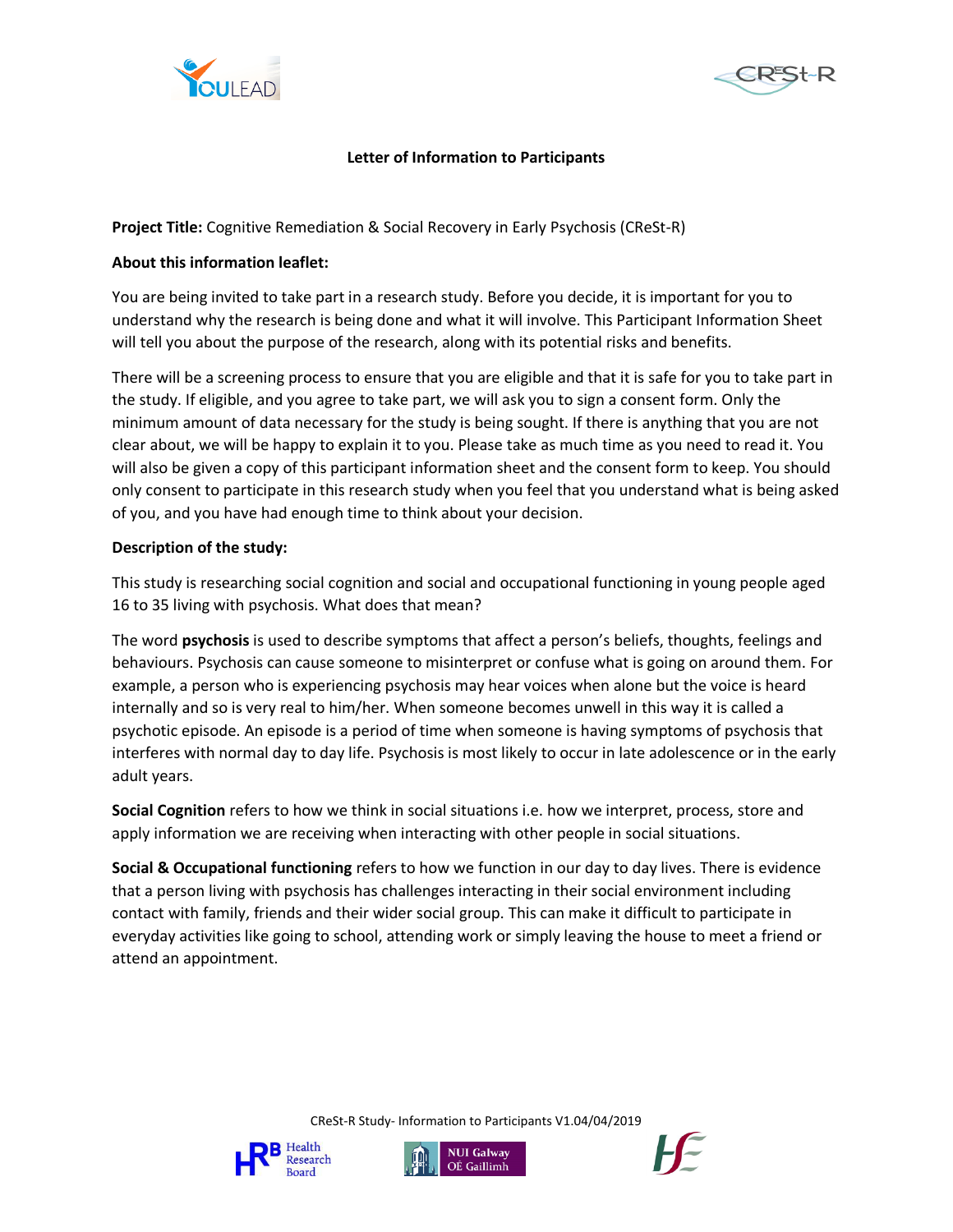# Letter of Information to Participants

**Project Title:** Cognitive Remediation & Social Recovery in Early Psychosis (CReSt-R)

**About this information leaflet:**

You are being invited to take part in a research study. Before you decide, it is important for you to understand why the research is being done and what it will involve. This Participant Information Sheet will tell you about the purpose of the research, along with its potential risks and benefits.

There will be a screening process to ensure that you are eligible and that it is safe for you to take part in the study. If eligible, and you agree to take part, we will ask you to sign a consent form. Only the minimum amount of data necessary for the study is being sought. If there is anything that you are not clear about, we will be happy to explain it to you. Please take as much time as you need to read it. You will also be given a copy of this participant information sheet and the consent form to keep. You should only consent to participate in this research study when you feel that you understand what is being asked of you, and you have had enough time to think about your decision.

**Description of the study:**

This study is researching social cognition and social and occupational functioning in young people aged 16 to 35 living with psychosis. What does that mean?

The word **psychosis** is used to describe symptoms that affect a person's beliefs, thoughts, feelings and behaviours. Psychosis can cause someone to misinterpret or confuse what is going on around them. For example, a person who is experiencing psychosis may hear voices when alone but the voice is heard internally and so is very real to him/her. When someone becomes unwell in this way it is called a psychotic episode. An episode is a period of time when someone is having symptoms of psychosis that interferes with normal day to day life. Psychosis is most likely to occur in late adolescence or in the early adult years.

**Social Cognition** refers to how we think in social situations i.e. how we interpret, process, store and apply information we are receiving when interacting with other people in social situations.

**Social & Occupational functioning** refers to how we function in our day to day lives. There is evidence that a person living with psychosis has challenges interacting in their social environment including contact with family, friends and their wider social group. This can make it difficult to participate in everyday activities like going to school, attending work or simply leaving the house to meet a friend or attend an appointment.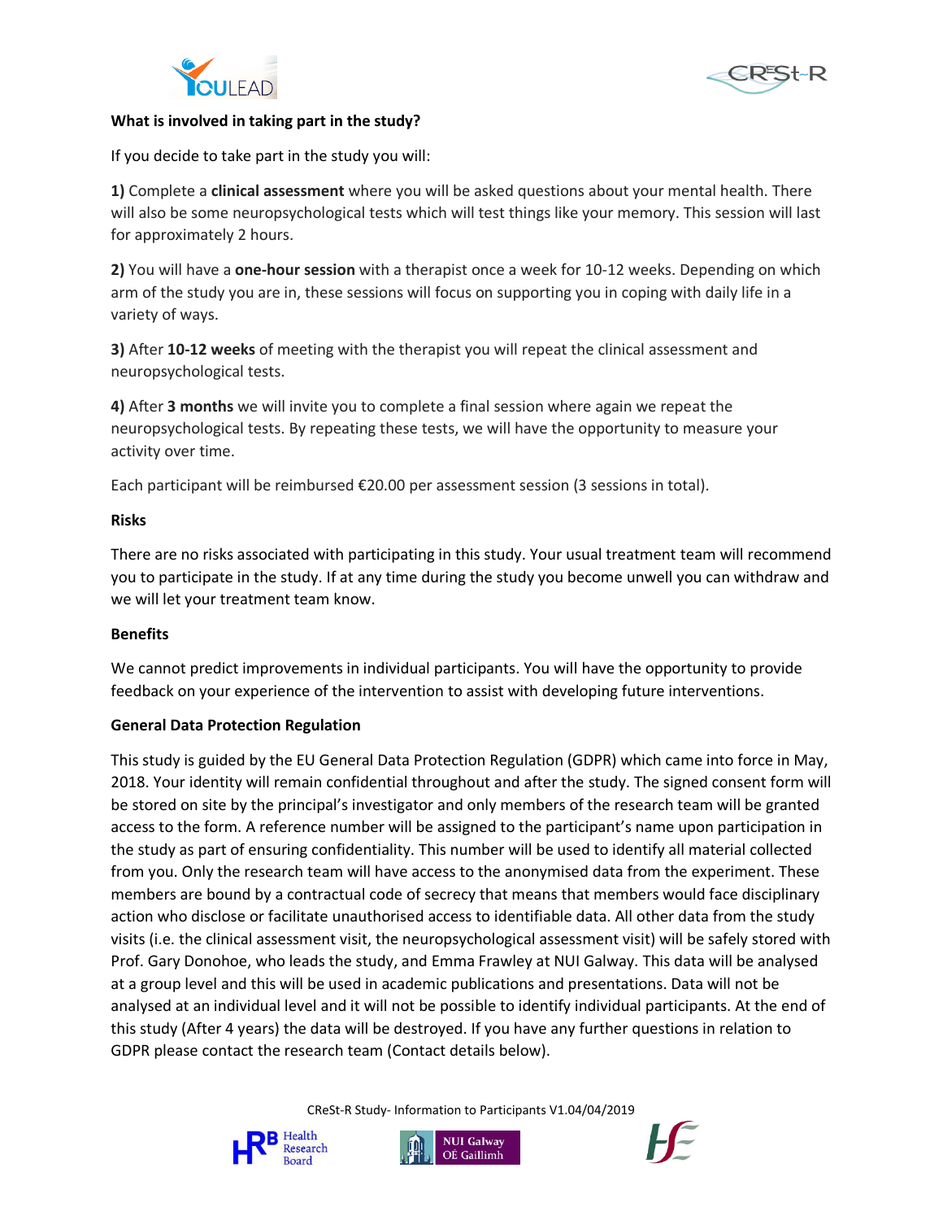**What is involved in taking part in the study?**

If you decide to take part in the study you will:

**1)** Complete a **clinical assessment** where you will be asked questions about your mental health. There will also be some neuropsychological tests which will test things like your memory. This session will last for approximately 2 hours.

**2)** You will have a **one-hour session** with a therapist once a week for 10-12 weeks. Depending on which arm of the study you are in, these sessions will focus on supporting you in coping with daily life in a variety of ways.

**3)** After **10-12 weeks** of meeting with the therapist you will repeat the clinical assessment and neuropsychological tests.

**4)** After **3 months** we will invite you to complete a final session where again we repeat the neuropsychological tests. By repeating these tests, we will have the opportunity to measure your activity over time.

Each participant will be reimbursed €20.00 per assessment session (3 sessions in total).

**Risks**

There are no risks associated with participating in this study. Your usual treatment team will recommend you to participate in the study. If at any time during the study you become unwell you can withdraw and we will let your treatment team know.

**Benefits**

We cannot predict improvements in individual participants. You will have the opportunity to provide feedback on your experience of the intervention to assist with developing future interventions.

**General Data Protection Regulation**

This study is guided by the EU General Data Protection Regulation (GDPR) which came into force in May, 2018. Your identity will remain confidential throughout and after the study. The signed consent form will be stored on site by the principal's investigator and only members of the research team will be granted access to the form. A reference number will be assigned to the participant's name upon participation in the study as part of ensuring confidentiality. This number will be used to identify all material collected from you. Only the research team will have access to the anonymised data from the experiment. These members are bound by a contractual code of secrecy that means that members would face disciplinary action who disclose or facilitate unauthorised access to identifiable data. All other data from the study visits (i.e. the clinical assessment visit, the neuropsychological assessment visit) will be safely stored with Prof. Gary Donohoe, who leads the study, and Emma Frawley at NUI Galway. This data will be analysed at a group level and this will be used in academic publications and presentations. Data will not be analysed at an individual level and it will not be possible to identify individual participants. At the end of this study (After 4 years) the data will be destroyed. If you have any further questions in relation to GDPR please contact the research team (Contact details below).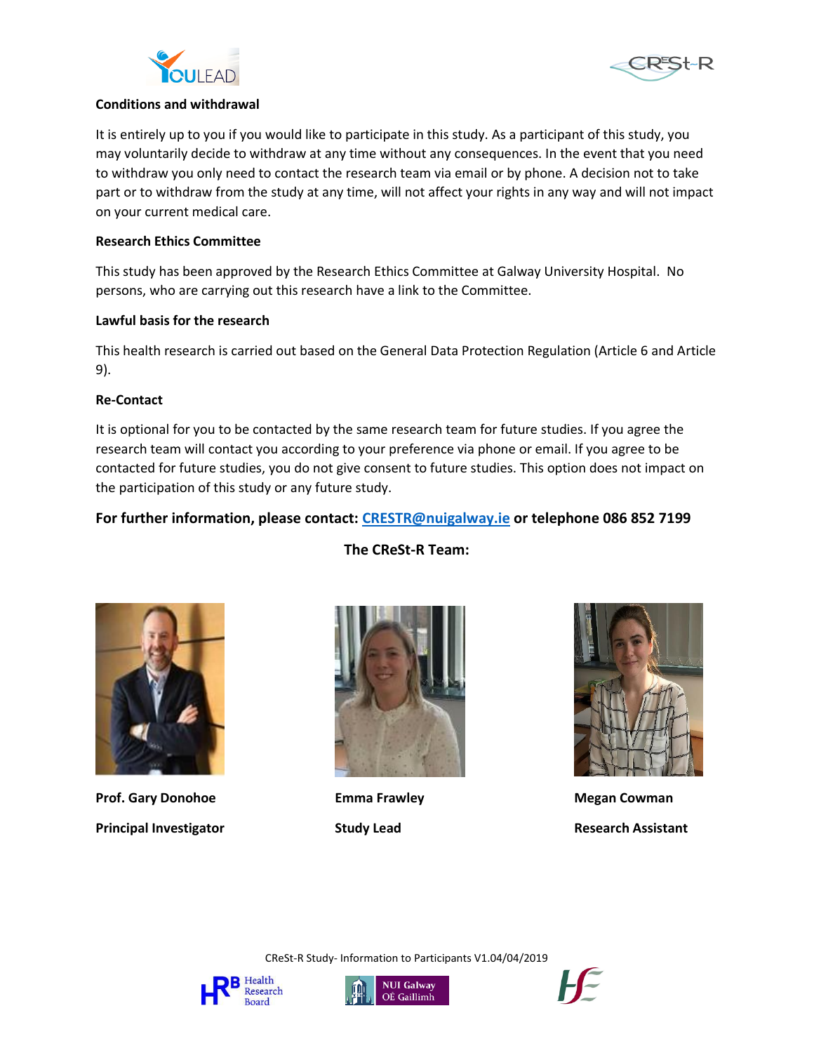### Conditions and withdrawal

It is entirely up to you if you would like to participate in this study. As a participant of this study, you may voluntarily decide to withdraw at any time without any consequences. In the event that you need to withdraw you only need to contact the research team via email or by phone. A decision not to take part or to withdraw from the study at any time, will not affect your rights in any way and will not impact on your current medical care.

### Research Ethics Committee

This study has been approved by the Research Ethics Committee at Galway University Hospital. No persons, who are carrying out this research have a link to the Committee.

### Lawful basis for the research

This health research is carried out based on the General Data Protection Regulation (Article 6 and Article 9).

### Re-Contact

It is optional for you to be contacted by the same research team for future studies. If you agree the research team will contact you according to your preference via phone or email. If you agree to be contacted for future studies, you do not give consent to future studies. This option does not impact on the participation of this study or any future study.

**For further information, please contact: [CRESTR@nuigalway.ie](mailto:CRESTR@nuigalway.ie) or telephone 086 852 7199**

**The CReSt-R Team:**

| | | |
|---|---|---|
| **Prof. Gary Donohoe** | **Emma Frawley** | **Megan Cowman** |
| **Principal Investigator** | **Study Lead** | **Research Assistant** |

CReSt-R Study- Information to Participants V1.04/04/2019